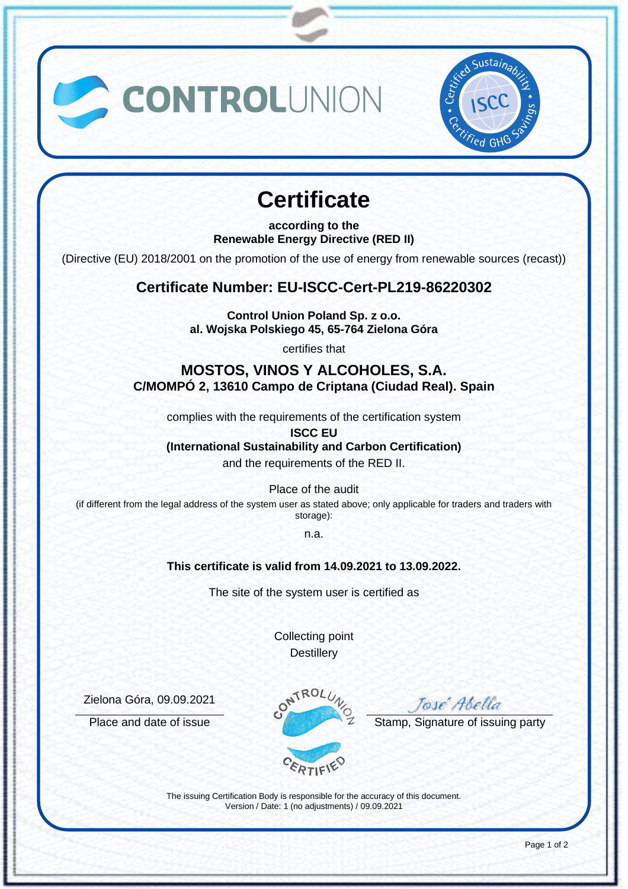CONTROLUNION

Certified Sustainability • ISCC • Certified GHG Savings

# Certificate

**according to the**
**Renewable Energy Directive (RED II)**

(Directive (EU) 2018/2001 on the promotion of the use of energy from renewable sources (recast))

## Certificate Number: EU-ISCC-Cert-PL219-86220302

**Control Union Poland Sp. z o.o.**
**al. Wojska Polskiego 45, 65-764 Zielona Góra**

certifies that

**MOSTOS, VINOS Y ALCOHOLES, S.A.**
**C/MOMPÓ 2, 13610 Campo de Criptana (Ciudad Real). Spain**

complies with the requirements of the certification system

**ISCC EU**
**(International Sustainability and Carbon Certification)**

and the requirements of the RED II.

Place of the audit

(if different from the legal address of the system user as stated above; only applicable for traders and traders with storage):

n.a.

**This certificate is valid from 14.09.2021 to 13.09.2022.**

The site of the system user is certified as

Collecting point
Destillery

Zielona Góra, 09.09.2021

Place and date of issue

CONTROL UNION CERTIFIED

José Abella

Stamp, Signature of issuing party

The issuing Certification Body is responsible for the accuracy of this document.
Version / Date: 1 (no adjustments) / 09.09.2021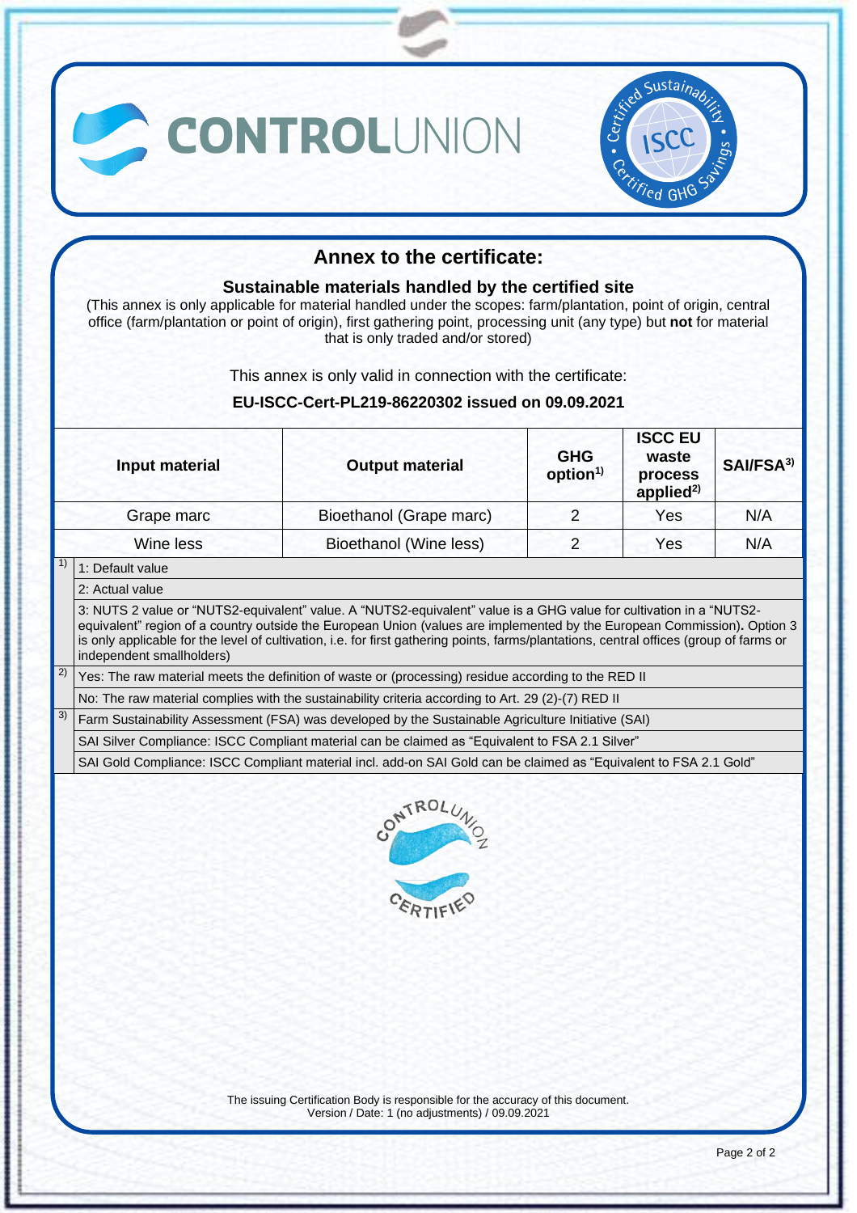## Annex to the certificate:

### Sustainable materials handled by the certified site

(This annex is only applicable for material handled under the scopes: farm/plantation, point of origin, central office (farm/plantation or point of origin), first gathering point, processing unit (any type) but **not** for material that is only traded and/or stored)

This annex is only valid in connection with the certificate:

**EU-ISCC-Cert-PL219-86220302 issued on 09.09.2021**

| Input material | Output material | GHG option[1)] | ISCC EU waste process applied[2)] | SAI/FSA[3)] |
|---|---|---|---|---|
| Grape marc | Bioethanol (Grape marc) | 2 | Yes | N/A |
| Wine less | Bioethanol (Wine less) | 2 | Yes | N/A |

1) 1: Default value

2: Actual value

3: NUTS 2 value or "NUTS2-equivalent" value. A "NUTS2-equivalent" value is a GHG value for cultivation in a "NUTS2-equivalent" region of a country outside the European Union (values are implemented by the European Commission)**.** Option 3 is only applicable for the level of cultivation, i.e. for first gathering points, farms/plantations, central offices (group of farms or independent smallholders)

2) Yes: The raw material meets the definition of waste or (processing) residue according to the RED II

No: The raw material complies with the sustainability criteria according to Art. 29 (2)-(7) RED II

3) Farm Sustainability Assessment (FSA) was developed by the Sustainable Agriculture Initiative (SAI)

SAI Silver Compliance: ISCC Compliant material can be claimed as "Equivalent to FSA 2.1 Silver"

SAI Gold Compliance: ISCC Compliant material incl. add-on SAI Gold can be claimed as "Equivalent to FSA 2.1 Gold"

The issuing Certification Body is responsible for the accuracy of this document.
Version / Date: 1 (no adjustments) / 09.09.2021